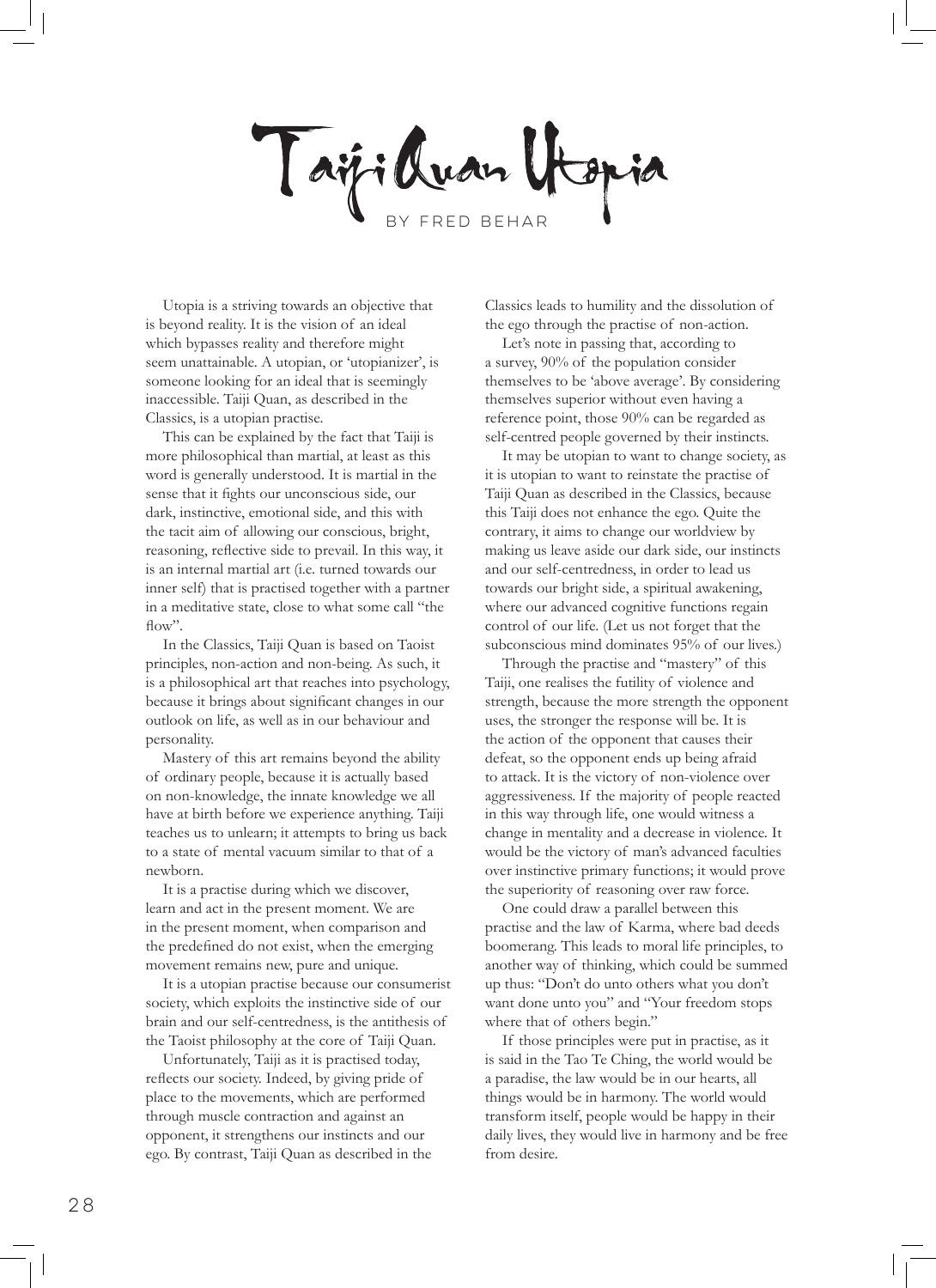# Taiji Quan Utopia

BY FRED BEHAR

Utopia is a striving towards an objective that is beyond reality. It is the vision of an ideal which bypasses reality and therefore might seem unattainable. A utopian, or 'utopianizer', is someone looking for an ideal that is seemingly inaccessible. Taiji Quan, as described in the Classics, is a utopian practise.

This can be explained by the fact that Taiji is more philosophical than martial, at least as this word is generally understood. It is martial in the sense that it fights our unconscious side, our dark, instinctive, emotional side, and this with the tacit aim of allowing our conscious, bright, reasoning, reflective side to prevail. In this way, it is an internal martial art (i.e. turned towards our inner self) that is practised together with a partner in a meditative state, close to what some call "the flow".

In the Classics, Taiji Quan is based on Taoist principles, non-action and non-being. As such, it is a philosophical art that reaches into psychology, because it brings about significant changes in our outlook on life, as well as in our behaviour and personality.

Mastery of this art remains beyond the ability of ordinary people, because it is actually based on non-knowledge, the innate knowledge we all have at birth before we experience anything. Taiji teaches us to unlearn; it attempts to bring us back to a state of mental vacuum similar to that of a newborn.

It is a practise during which we discover, learn and act in the present moment. We are in the present moment, when comparison and the predefined do not exist, when the emerging movement remains new, pure and unique.

It is a utopian practise because our consumerist society, which exploits the instinctive side of our brain and our self-centredness, is the antithesis of the Taoist philosophy at the core of Taiji Quan.

Unfortunately, Taiji as it is practised today, reflects our society. Indeed, by giving pride of place to the movements, which are performed through muscle contraction and against an opponent, it strengthens our instincts and our ego. By contrast, Taiji Quan as described in the Classics leads to humility and the dissolution of the ego through the practise of non-action.

Let's note in passing that, according to a survey, 90% of the population consider themselves to be 'above average'. By considering themselves superior without even having a reference point, those 90% can be regarded as self-centred people governed by their instincts.

It may be utopian to want to change society, as it is utopian to want to reinstate the practise of Taiji Quan as described in the Classics, because this Taiji does not enhance the ego. Quite the contrary, it aims to change our worldview by making us leave aside our dark side, our instincts and our self-centredness, in order to lead us towards our bright side, a spiritual awakening, where our advanced cognitive functions regain control of our life. (Let us not forget that the subconscious mind dominates 95% of our lives.)

Through the practise and "mastery" of this Taiji, one realises the futility of violence and strength, because the more strength the opponent uses, the stronger the response will be. It is the action of the opponent that causes their defeat, so the opponent ends up being afraid to attack. It is the victory of non-violence over aggressiveness. If the majority of people reacted in this way through life, one would witness a change in mentality and a decrease in violence. It would be the victory of man's advanced faculties over instinctive primary functions; it would prove the superiority of reasoning over raw force.

One could draw a parallel between this practise and the law of Karma, where bad deeds boomerang. This leads to moral life principles, to another way of thinking, which could be summed up thus: "Don't do unto others what you don't want done unto you" and "Your freedom stops where that of others begin."

If those principles were put in practise, as it is said in the Tao Te Ching, the world would be a paradise, the law would be in our hearts, all things would be in harmony. The world would transform itself, people would be happy in their daily lives, they would live in harmony and be free from desire.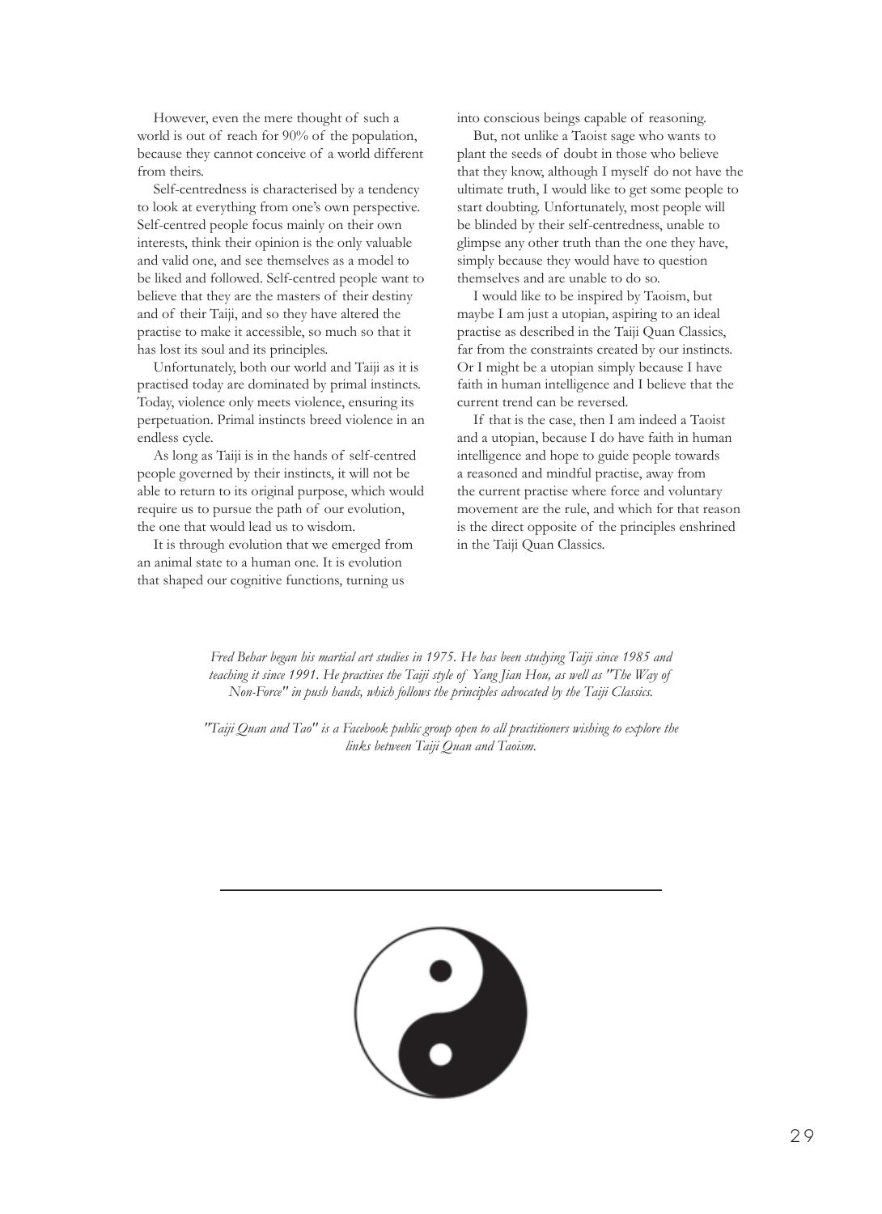However, even the mere thought of such a world is out of reach for 90% of the population, because they cannot conceive of a world different from theirs.

Self-centredness is characterised by a tendency to look at everything from one's own perspective. Self-centred people focus mainly on their own interests, think their opinion is the only valuable and valid one, and see themselves as a model to be liked and followed. Self-centred people want to believe that they are the masters of their destiny and of their Taiji, and so they have altered the practise to make it accessible, so much so that it has lost its soul and its principles.

Unfortunately, both our world and Taiji as it is practised today are dominated by primal instincts. Today, violence only meets violence, ensuring its perpetuation. Primal instincts breed violence in an endless cycle.

As long as Taiji is in the hands of self-centred people governed by their instincts, it will not be able to return to its original purpose, which would require us to pursue the path of our evolution, the one that would lead us to wisdom.

It is through evolution that we emerged from an animal state to a human one. It is evolution that shaped our cognitive functions, turning us into conscious beings capable of reasoning.

But, not unlike a Taoist sage who wants to plant the seeds of doubt in those who believe that they know, although I myself do not have the ultimate truth, I would like to get some people to start doubting. Unfortunately, most people will be blinded by their self-centredness, unable to glimpse any other truth than the one they have, simply because they would have to question themselves and are unable to do so.

I would like to be inspired by Taoism, but maybe I am just a utopian, aspiring to an ideal practise as described in the Taiji Quan Classics, far from the constraints created by our instincts. Or I might be a utopian simply because I have faith in human intelligence and I believe that the current trend can be reversed.

If that is the case, then I am indeed a Taoist and a utopian, because I do have faith in human intelligence and hope to guide people towards a reasoned and mindful practise, away from the current practise where force and voluntary movement are the rule, and which for that reason is the direct opposite of the principles enshrined in the Taiji Quan Classics.

*Fred Behar began his martial art studies in 1975. He has been studying Taiji since 1985 and teaching it since 1991. He practises the Taiji style of Yang Jian Hou, as well as "The Way of Non-Force" in push hands, which follows the principles advocated by the Taiji Classics.*

*"Taiji Quan and Tao" is a Facebook public group open to all practitioners wishing to explore the links between Taiji Quan and Taoism.*